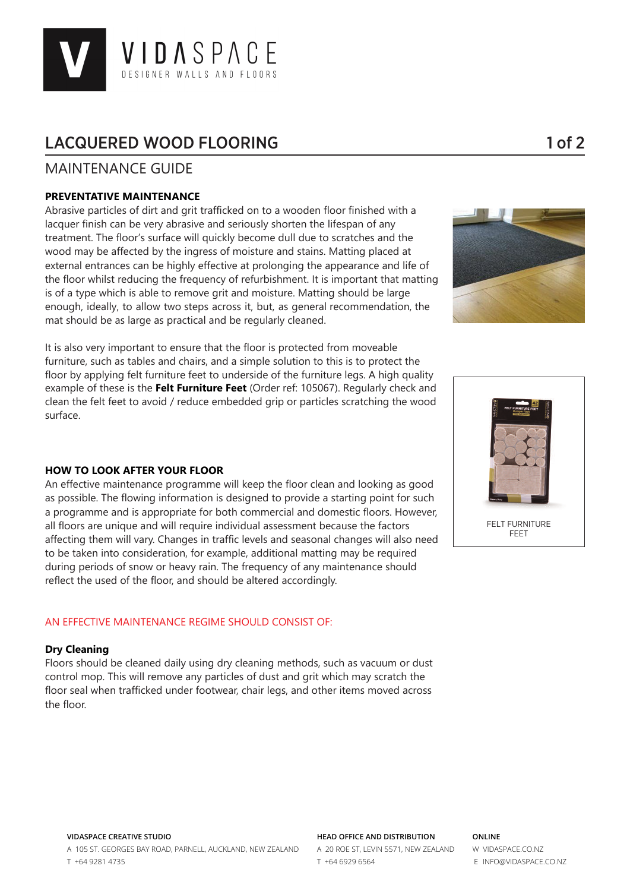# LACQUERED WOOD FLOORING

## MAINTENANCE GUIDE

### PREVENTATIVE MAINTENANCE

Abrasive particles of dirt and grit trafficked on to a wooden floor finished with a lacquer finish can be very abrasive and seriously shorten the lifespan of any treatment. The floor's surface will quickly become dull due to scratches and the wood may be affected by the ingress of moisture and stains. Matting placed at external entrances can be highly effective at prolonging the appearance and life of the floor whilst reducing the frequency of refurbishment. It is important that matting is of a type which is able to remove grit and moisture. Matting should be large enough, ideally, to allow two steps across it, but, as general recommendation, the mat should be as large as practical and be regularly cleaned.

It is also very important to ensure that the floor is protected from moveable furniture, such as tables and chairs, and a simple solution to this is to protect the floor by applying felt furniture feet to underside of the furniture legs. A high quality example of these is the **Felt Furniture Feet** (Order ref: 105067). Regularly check and clean the felt feet to avoid / reduce embedded grip or particles scratching the wood surface.

FELT FURNITURE FEET

### HOW TO LOOK AFTER YOUR FLOOR

An effective maintenance programme will keep the floor clean and looking as good as possible. The flowing information is designed to provide a starting point for such a programme and is appropriate for both commercial and domestic floors. However, all floors are unique and will require individual assessment because the factors affecting them will vary. Changes in traffic levels and seasonal changes will also need to be taken into consideration, for example, additional matting may be required during periods of snow or heavy rain. The frequency of any maintenance should reflect the used of the floor, and should be altered accordingly.

AN EFFECTIVE MAINTENANCE REGIME SHOULD CONSIST OF:

**Dry Cleaning**

Floors should be cleaned daily using dry cleaning methods, such as vacuum or dust control mop. This will remove any particles of dust and grit which may scratch the floor seal when trafficked under footwear, chair legs, and other items moved across the floor.

**VIDASPACE CREATIVE STUDIO**
A 105 ST. GEORGES BAY ROAD, PARNELL, AUCKLAND, NEW ZEALAND
T +64 9281 4735

**HEAD OFFICE AND DISTRIBUTION**
A 20 ROE ST, LEVIN 5571, NEW ZEALAND
T +64 6929 6564

**ONLINE**
W VIDASPACE.CO.NZ
E INFO@VIDASPACE.CO.NZ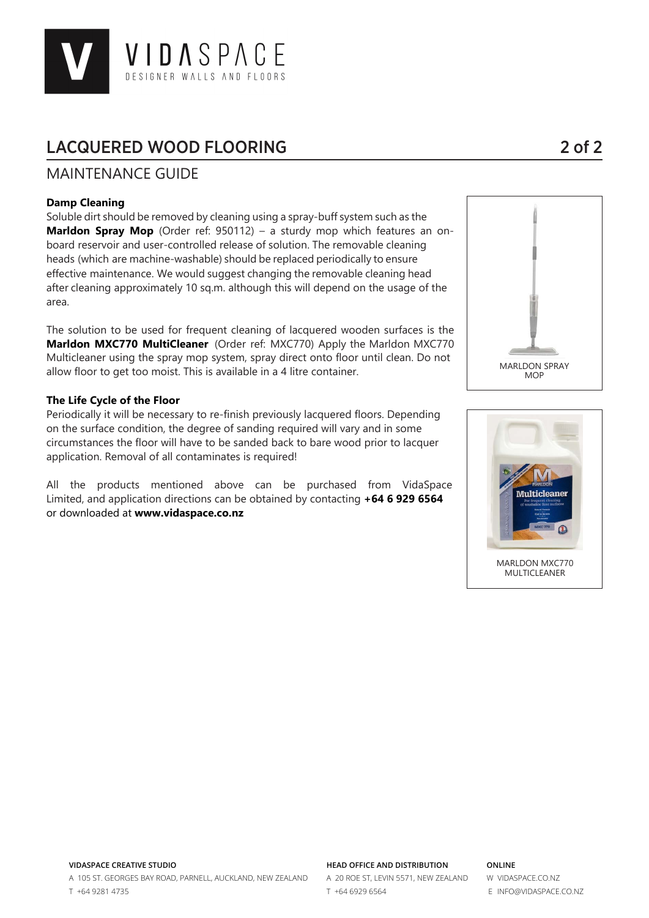# LACQUERED WOOD FLOORING

## MAINTENANCE GUIDE

**Damp Cleaning**

Soluble dirt should be removed by cleaning using a spray-buff system such as the **Marldon Spray Mop** (Order ref: 950112) – a sturdy mop which features an on-board reservoir and user-controlled release of solution. The removable cleaning heads (which are machine-washable) should be replaced periodically to ensure effective maintenance. We would suggest changing the removable cleaning head after cleaning approximately 10 sq.m. although this will depend on the usage of the area.

The solution to be used for frequent cleaning of lacquered wooden surfaces is the **Marldon MXC770 MultiCleaner** (Order ref: MXC770) Apply the Marldon MXC770 Multicleaner using the spray mop system, spray direct onto floor until clean. Do not allow floor to get too moist. This is available in a 4 litre container.

MARLDON SPRAY MOP

MARLDON MXC770 MULTICLEANER

**The Life Cycle of the Floor**

Periodically it will be necessary to re-finish previously lacquered floors. Depending on the surface condition, the degree of sanding required will vary and in some circumstances the floor will have to be sanded back to bare wood prior to lacquer application. Removal of all contaminates is required!

All the products mentioned above can be purchased from VidaSpace Limited, and application directions can be obtained by contacting **+64 6 929 6564** or downloaded at **www.vidaspace.co.nz**

**VIDASPACE CREATIVE STUDIO**
A 105 ST. GEORGES BAY ROAD, PARNELL, AUCKLAND, NEW ZEALAND
T +64 9281 4735

**HEAD OFFICE AND DISTRIBUTION**
A 20 ROE ST, LEVIN 5571, NEW ZEALAND
T +64 6929 6564

**ONLINE**
W VIDASPACE.CO.NZ
E INFO@VIDASPACE.CO.NZ